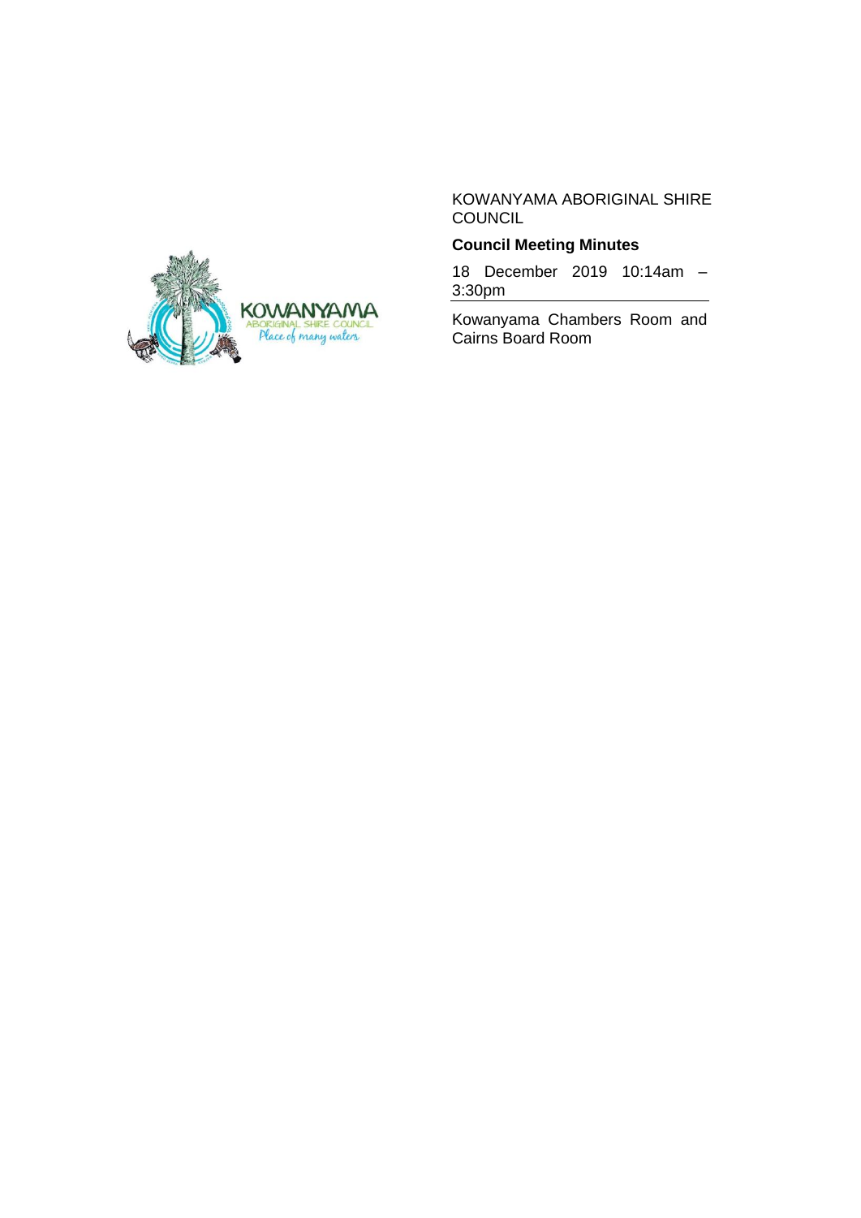KOWANYAMA ABORIGINAL SHIRE COUNCIL

**Council Meeting Minutes**

18 December 2019 10:14am – 3:30pm

Kowanyama Chambers Room and Cairns Board Room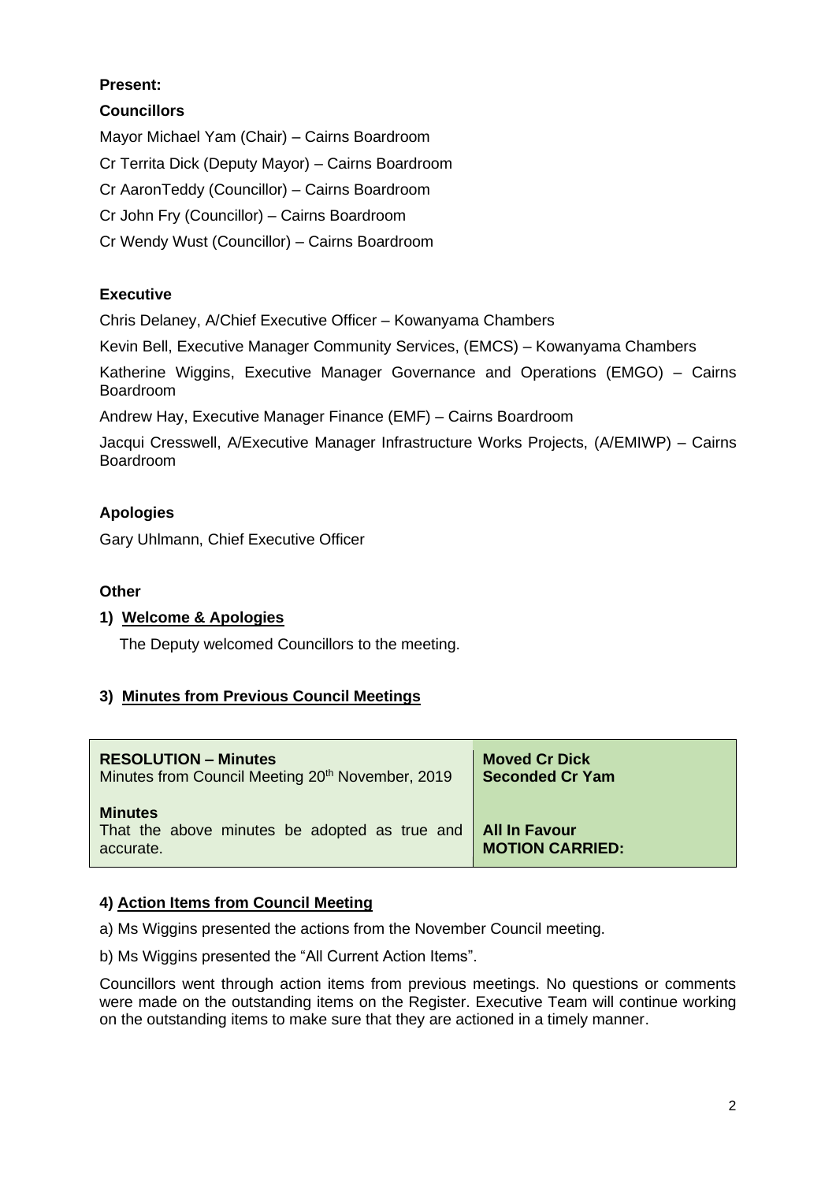**Present:**

**Councillors**

Mayor Michael Yam (Chair) – Cairns Boardroom

Cr Territa Dick (Deputy Mayor) – Cairns Boardroom

Cr AaronTeddy (Councillor) – Cairns Boardroom

Cr John Fry (Councillor) – Cairns Boardroom

Cr Wendy Wust (Councillor) – Cairns Boardroom

**Executive**

Chris Delaney, A/Chief Executive Officer – Kowanyama Chambers

Kevin Bell, Executive Manager Community Services, (EMCS) – Kowanyama Chambers

Katherine Wiggins, Executive Manager Governance and Operations (EMGO) – Cairns Boardroom

Andrew Hay, Executive Manager Finance (EMF) – Cairns Boardroom

Jacqui Cresswell, A/Executive Manager Infrastructure Works Projects, (A/EMIWP) – Cairns Boardroom

**Apologies**

Gary Uhlmann, Chief Executive Officer

**Other**

## 1) Welcome & Apologies

The Deputy welcomed Councillors to the meeting.

## 3) Minutes from Previous Council Meetings

| **RESOLUTION – Minutes**<br>Minutes from Council Meeting 20th November, 2019 | **Moved Cr Dick**<br>**Seconded Cr Yam** |
|---|---|
| **Minutes**<br>That the above minutes be adopted as true and accurate. | **All In Favour**<br>**MOTION CARRIED:** |

## 4) Action Items from Council Meeting

a) Ms Wiggins presented the actions from the November Council meeting.

b) Ms Wiggins presented the "All Current Action Items".

Councillors went through action items from previous meetings. No questions or comments were made on the outstanding items on the Register. Executive Team will continue working on the outstanding items to make sure that they are actioned in a timely manner.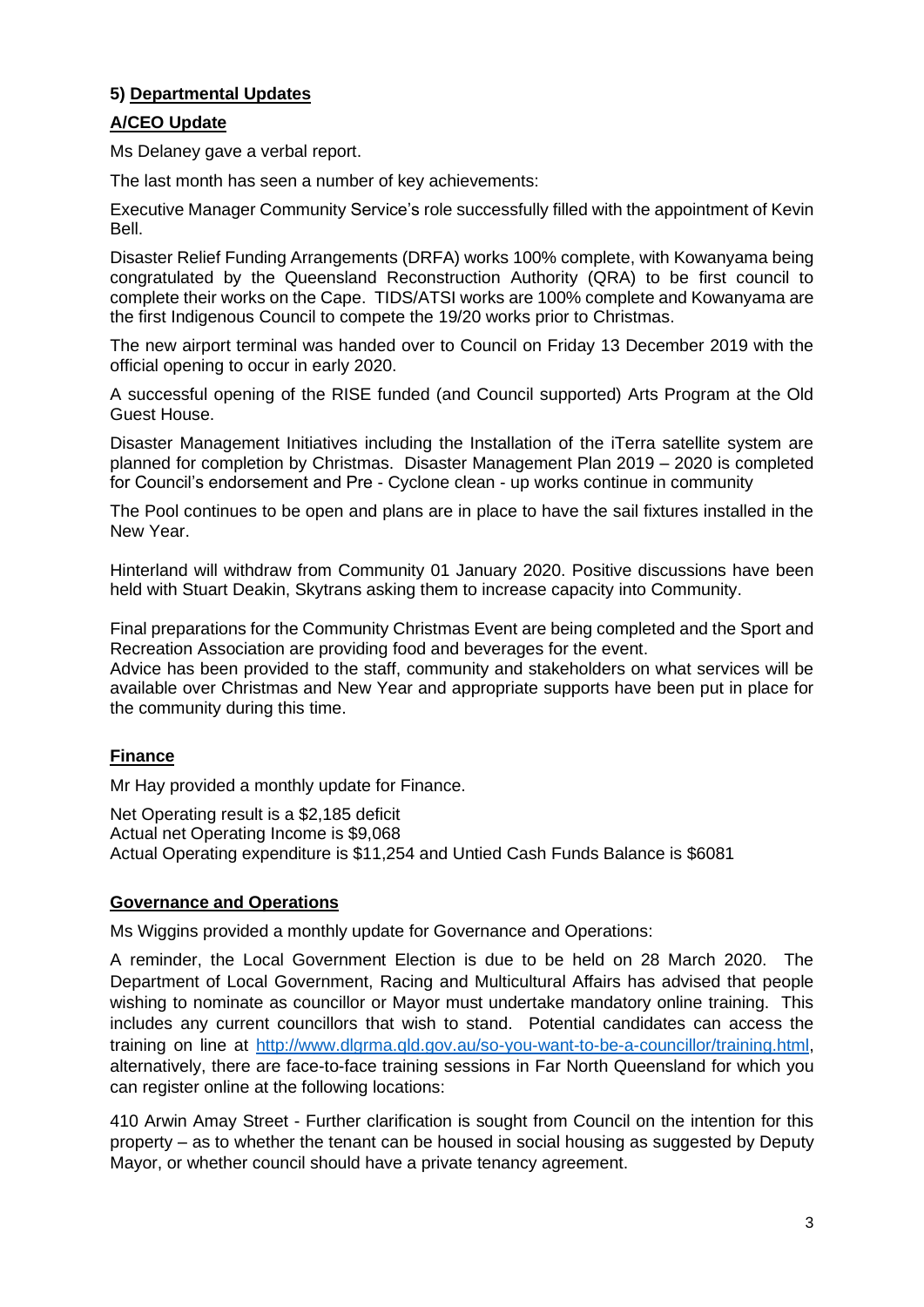### 5) Departmental Updates

### A/CEO Update

Ms Delaney gave a verbal report.

The last month has seen a number of key achievements:

Executive Manager Community Service's role successfully filled with the appointment of Kevin Bell.

Disaster Relief Funding Arrangements (DRFA) works 100% complete, with Kowanyama being congratulated by the Queensland Reconstruction Authority (QRA) to be first council to complete their works on the Cape. TIDS/ATSI works are 100% complete and Kowanyama are the first Indigenous Council to compete the 19/20 works prior to Christmas.

The new airport terminal was handed over to Council on Friday 13 December 2019 with the official opening to occur in early 2020.

A successful opening of the RISE funded (and Council supported) Arts Program at the Old Guest House.

Disaster Management Initiatives including the Installation of the iTerra satellite system are planned for completion by Christmas. Disaster Management Plan 2019 – 2020 is completed for Council's endorsement and Pre - Cyclone clean - up works continue in community

The Pool continues to be open and plans are in place to have the sail fixtures installed in the New Year.

Hinterland will withdraw from Community 01 January 2020. Positive discussions have been held with Stuart Deakin, Skytrans asking them to increase capacity into Community.

Final preparations for the Community Christmas Event are being completed and the Sport and Recreation Association are providing food and beverages for the event.
Advice has been provided to the staff, community and stakeholders on what services will be available over Christmas and New Year and appropriate supports have been put in place for the community during this time.

### Finance

Mr Hay provided a monthly update for Finance.

Net Operating result is a $2,185 deficit
Actual net Operating Income is $9,068
Actual Operating expenditure is $11,254 and Untied Cash Funds Balance is $6081

### Governance and Operations

Ms Wiggins provided a monthly update for Governance and Operations:

A reminder, the Local Government Election is due to be held on 28 March 2020. The Department of Local Government, Racing and Multicultural Affairs has advised that people wishing to nominate as councillor or Mayor must undertake mandatory online training. This includes any current councillors that wish to stand. Potential candidates can access the training on line at http://www.dlgrma.qld.gov.au/so-you-want-to-be-a-councillor/training.html, alternatively, there are face-to-face training sessions in Far North Queensland for which you can register online at the following locations:

410 Arwin Amay Street - Further clarification is sought from Council on the intention for this property – as to whether the tenant can be housed in social housing as suggested by Deputy Mayor, or whether council should have a private tenancy agreement.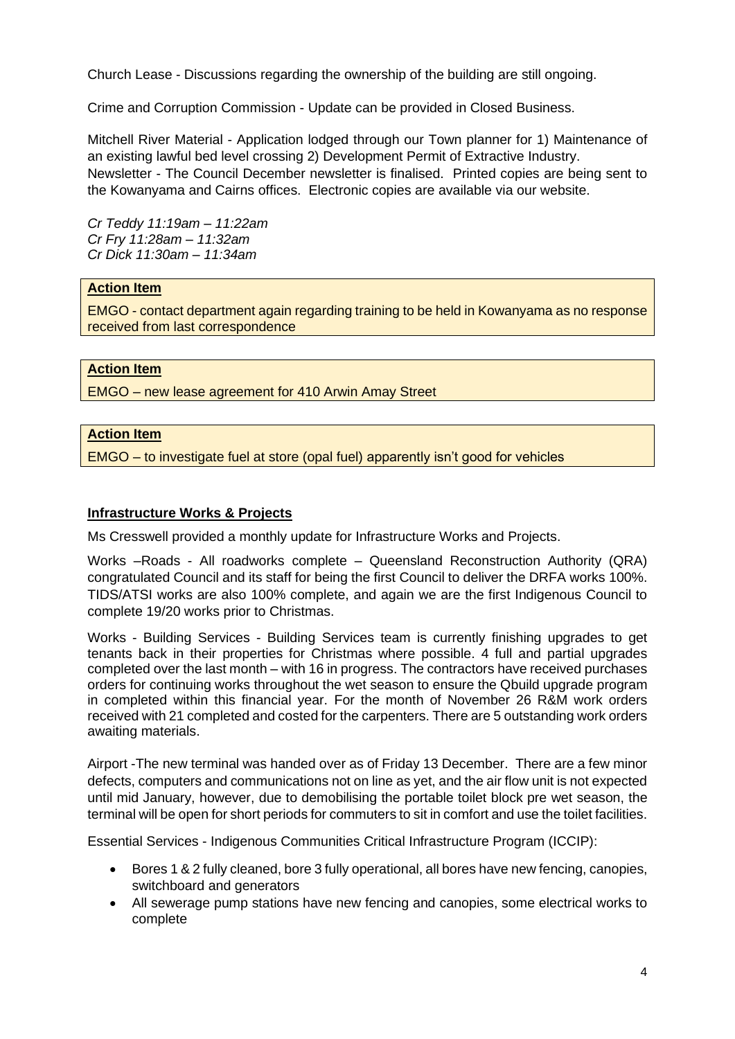Church Lease - Discussions regarding the ownership of the building are still ongoing.

Crime and Corruption Commission - Update can be provided in Closed Business.

Mitchell River Material - Application lodged through our Town planner for 1) Maintenance of an existing lawful bed level crossing 2) Development Permit of Extractive Industry.
Newsletter - The Council December newsletter is finalised. Printed copies are being sent to the Kowanyama and Cairns offices. Electronic copies are available via our website.

*Cr Teddy 11:19am – 11:22am*
*Cr Fry 11:28am – 11:32am*
*Cr Dick 11:30am – 11:34am*

| **Action Item** |
|---|
| EMGO - contact department again regarding training to be held in Kowanyama as no response received from last correspondence |

| **Action Item** |
|---|
| EMGO – new lease agreement for 410 Arwin Amay Street |

| **Action Item** |
|---|
| EMGO – to investigate fuel at store (opal fuel) apparently isn't good for vehicles |

**Infrastructure Works & Projects**

Ms Cresswell provided a monthly update for Infrastructure Works and Projects.

Works –Roads - All roadworks complete – Queensland Reconstruction Authority (QRA) congratulated Council and its staff for being the first Council to deliver the DRFA works 100%. TIDS/ATSI works are also 100% complete, and again we are the first Indigenous Council to complete 19/20 works prior to Christmas.

Works - Building Services - Building Services team is currently finishing upgrades to get tenants back in their properties for Christmas where possible. 4 full and partial upgrades completed over the last month – with 16 in progress. The contractors have received purchases orders for continuing works throughout the wet season to ensure the Qbuild upgrade program in completed within this financial year. For the month of November 26 R&M work orders received with 21 completed and costed for the carpenters. There are 5 outstanding work orders awaiting materials.

Airport -The new terminal was handed over as of Friday 13 December. There are a few minor defects, computers and communications not on line as yet, and the air flow unit is not expected until mid January, however, due to demobilising the portable toilet block pre wet season, the terminal will be open for short periods for commuters to sit in comfort and use the toilet facilities.

Essential Services - Indigenous Communities Critical Infrastructure Program (ICCIP):

- Bores 1 & 2 fully cleaned, bore 3 fully operational, all bores have new fencing, canopies, switchboard and generators
- All sewerage pump stations have new fencing and canopies, some electrical works to complete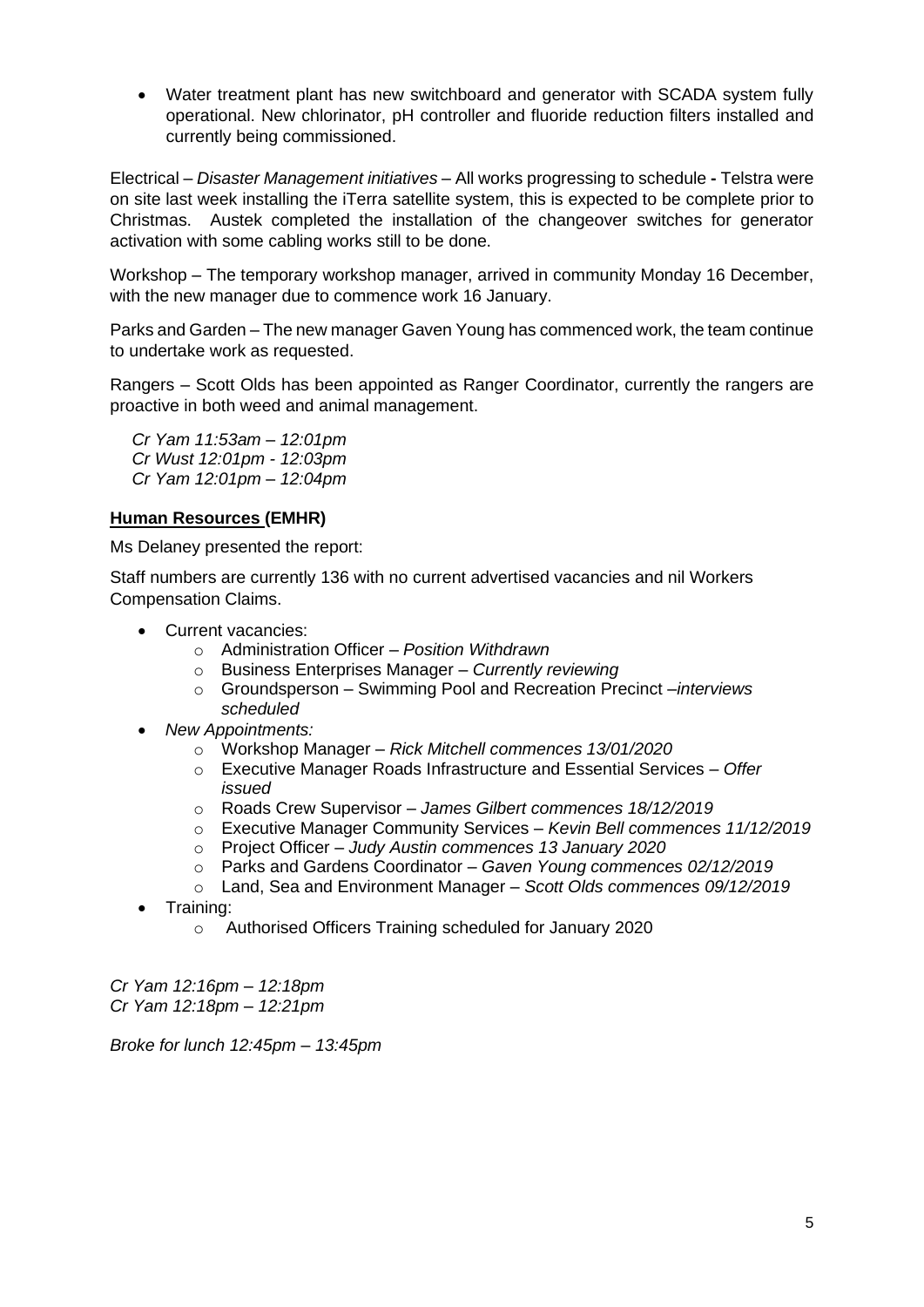- Water treatment plant has new switchboard and generator with SCADA system fully operational. New chlorinator, pH controller and fluoride reduction filters installed and currently being commissioned.

Electrical – *Disaster Management initiatives* – All works progressing to schedule **-** Telstra were on site last week installing the iTerra satellite system, this is expected to be complete prior to Christmas. Austek completed the installation of the changeover switches for generator activation with some cabling works still to be done.

Workshop – The temporary workshop manager, arrived in community Monday 16 December, with the new manager due to commence work 16 January.

Parks and Garden – The new manager Gaven Young has commenced work, the team continue to undertake work as requested.

Rangers – Scott Olds has been appointed as Ranger Coordinator, currently the rangers are proactive in both weed and animal management.

*Cr Yam 11:53am – 12:01pm*
*Cr Wust 12:01pm - 12:03pm*
*Cr Yam 12:01pm – 12:04pm*

**<u>Human Resources</u> (EMHR)**

Ms Delaney presented the report:

Staff numbers are currently 136 with no current advertised vacancies and nil Workers Compensation Claims.

- Current vacancies:
  - Administration Officer – *Position Withdrawn*
  - Business Enterprises Manager – *Currently reviewing*
  - Groundsperson – Swimming Pool and Recreation Precinct –*interviews scheduled*
- *New Appointments:*
  - Workshop Manager – *Rick Mitchell commences 13/01/2020*
  - Executive Manager Roads Infrastructure and Essential Services – *Offer issued*
  - Roads Crew Supervisor – *James Gilbert commences 18/12/2019*
  - Executive Manager Community Services – *Kevin Bell commences 11/12/2019*
  - Project Officer – *Judy Austin commences 13 January 2020*
  - Parks and Gardens Coordinator – *Gaven Young commences 02/12/2019*
  - Land, Sea and Environment Manager – *Scott Olds commences 09/12/2019*
- Training:
  - Authorised Officers Training scheduled for January 2020

*Cr Yam 12:16pm – 12:18pm*
*Cr Yam 12:18pm – 12:21pm*

*Broke for lunch 12:45pm – 13:45pm*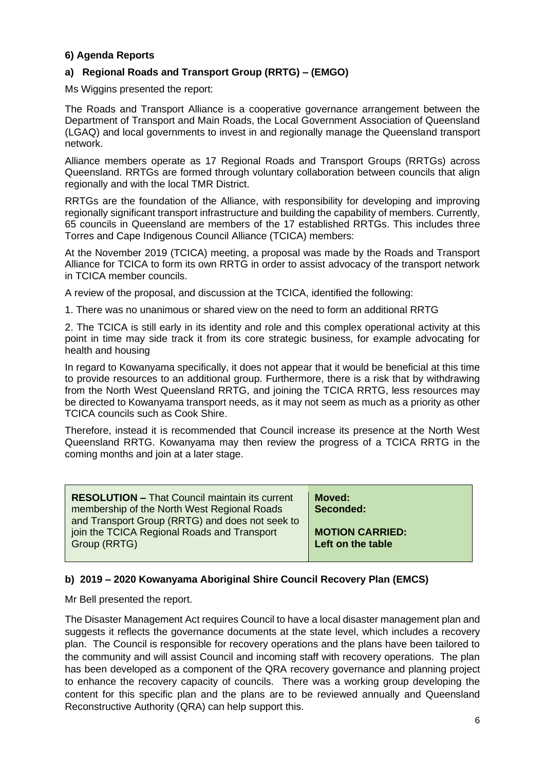## 6) Agenda Reports

### a) Regional Roads and Transport Group (RRTG) – (EMGO)

Ms Wiggins presented the report:

The Roads and Transport Alliance is a cooperative governance arrangement between the Department of Transport and Main Roads, the Local Government Association of Queensland (LGAQ) and local governments to invest in and regionally manage the Queensland transport network.

Alliance members operate as 17 Regional Roads and Transport Groups (RRTGs) across Queensland. RRTGs are formed through voluntary collaboration between councils that align regionally and with the local TMR District.

RRTGs are the foundation of the Alliance, with responsibility for developing and improving regionally significant transport infrastructure and building the capability of members. Currently, 65 councils in Queensland are members of the 17 established RRTGs. This includes three Torres and Cape Indigenous Council Alliance (TCICA) members:

At the November 2019 (TCICA) meeting, a proposal was made by the Roads and Transport Alliance for TCICA to form its own RRTG in order to assist advocacy of the transport network in TCICA member councils.

A review of the proposal, and discussion at the TCICA, identified the following:

1. There was no unanimous or shared view on the need to form an additional RRTG

2. The TCICA is still early in its identity and role and this complex operational activity at this point in time may side track it from its core strategic business, for example advocating for health and housing

In regard to Kowanyama specifically, it does not appear that it would be beneficial at this time to provide resources to an additional group. Furthermore, there is a risk that by withdrawing from the North West Queensland RRTG, and joining the TCICA RRTG, less resources may be directed to Kowanyama transport needs, as it may not seem as much as a priority as other TCICA councils such as Cook Shire.

Therefore, instead it is recommended that Council increase its presence at the North West Queensland RRTG. Kowanyama may then review the progress of a TCICA RRTG in the coming months and join at a later stage.

| **RESOLUTION –** That Council maintain its current membership of the North West Regional Roads and Transport Group (RRTG) and does not seek to join the TCICA Regional Roads and Transport Group (RRTG) | **Moved:**<br>**Seconded:**<br><br>**MOTION CARRIED:**<br>**Left on the table** |
|---|---|

### b) 2019 – 2020 Kowanyama Aboriginal Shire Council Recovery Plan (EMCS)

Mr Bell presented the report.

The Disaster Management Act requires Council to have a local disaster management plan and suggests it reflects the governance documents at the state level, which includes a recovery plan. The Council is responsible for recovery operations and the plans have been tailored to the community and will assist Council and incoming staff with recovery operations. The plan has been developed as a component of the QRA recovery governance and planning project to enhance the recovery capacity of councils. There was a working group developing the content for this specific plan and the plans are to be reviewed annually and Queensland Reconstructive Authority (QRA) can help support this.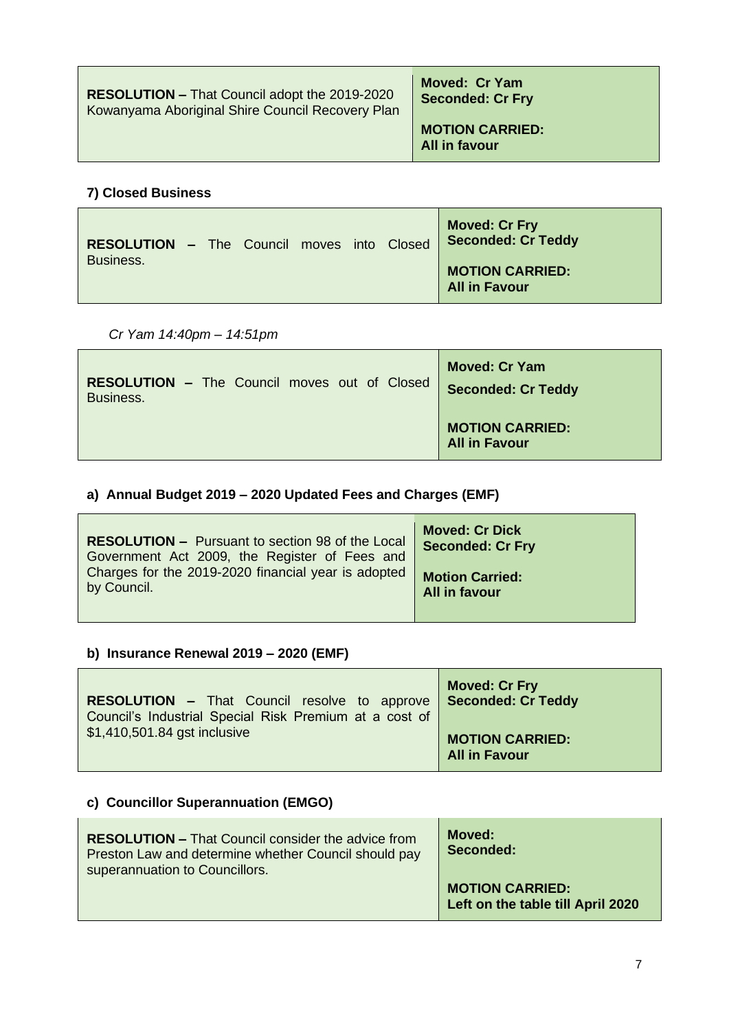| **RESOLUTION –** That Council adopt the 2019-2020 Kowanyama Aboriginal Shire Council Recovery Plan | **Moved: Cr Yam**<br>**Seconded: Cr Fry**<br><br>**MOTION CARRIED:**<br>**All in favour** |
|---|---|

### 7) Closed Business

| **RESOLUTION –** The Council moves into Closed Business. | **Moved: Cr Fry**<br>**Seconded: Cr Teddy**<br><br>**MOTION CARRIED:**<br>**All in Favour** |
|---|---|

*Cr Yam 14:40pm – 14:51pm*

| **RESOLUTION –** The Council moves out of Closed Business. | **Moved: Cr Yam**<br>**Seconded: Cr Teddy**<br><br>**MOTION CARRIED:**<br>**All in Favour** |
|---|---|

### a) Annual Budget 2019 – 2020 Updated Fees and Charges (EMF)

| **RESOLUTION –** Pursuant to section 98 of the Local Government Act 2009, the Register of Fees and Charges for the 2019-2020 financial year is adopted by Council. | **Moved: Cr Dick**<br>**Seconded: Cr Fry**<br><br>**Motion Carried:**<br>**All in favour** |
|---|---|

### b) Insurance Renewal 2019 – 2020 (EMF)

| **RESOLUTION –** That Council resolve to approve Council's Industrial Special Risk Premium at a cost of $1,410,501.84 gst inclusive | **Moved: Cr Fry**<br>**Seconded: Cr Teddy**<br><br>**MOTION CARRIED:**<br>**All in Favour** |
|---|---|

### c) Councillor Superannuation (EMGO)

| **RESOLUTION –** That Council consider the advice from Preston Law and determine whether Council should pay superannuation to Councillors. | **Moved:**<br>**Seconded:**<br><br>**MOTION CARRIED:**<br>**Left on the table till April 2020** |
|---|---|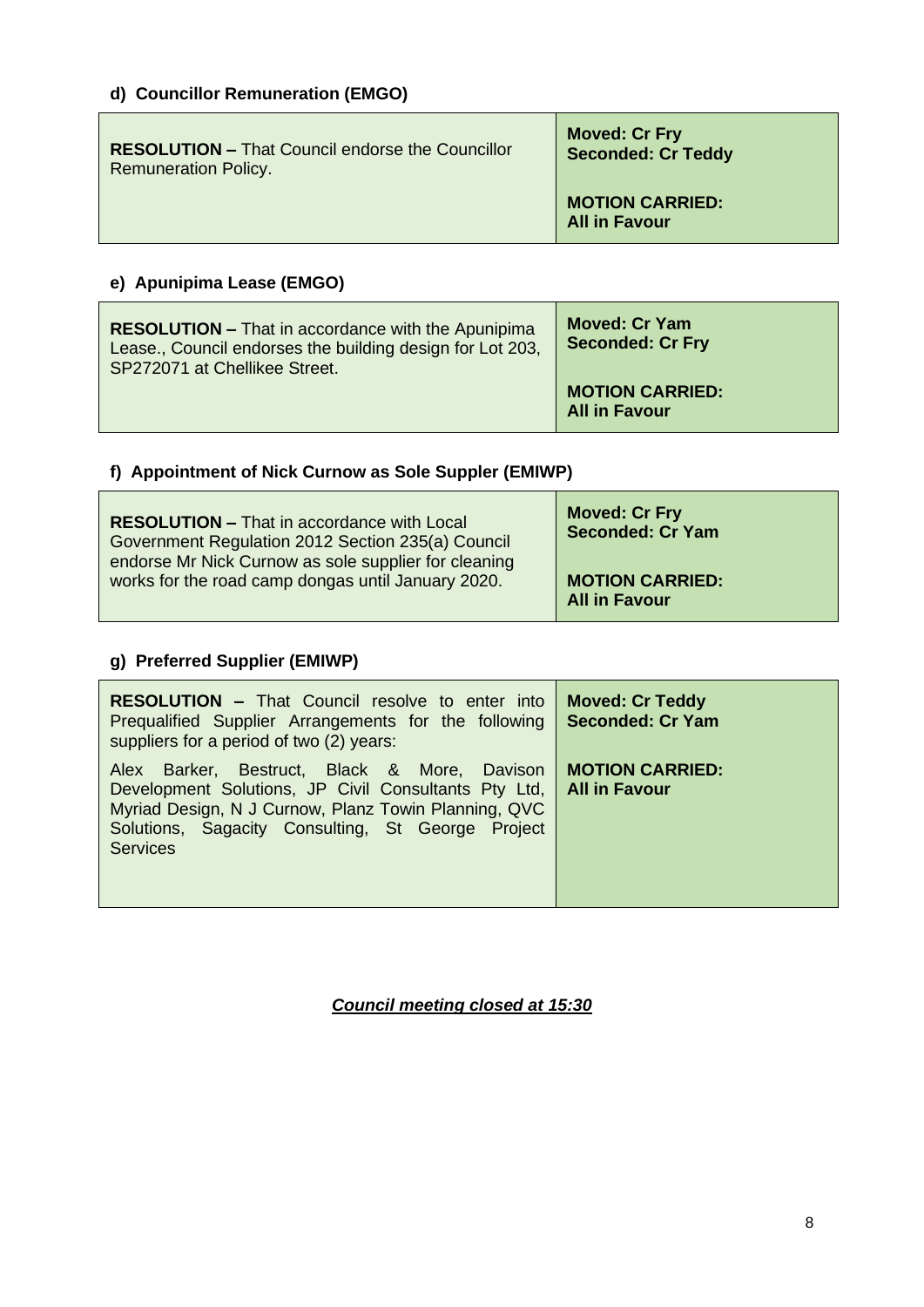### d) Councillor Remuneration (EMGO)

| | |
|---|---|
| **RESOLUTION –** That Council endorse the Councillor Remuneration Policy. | **Moved: Cr Fry**<br>**Seconded: Cr Teddy**<br><br>**MOTION CARRIED:**<br>**All in Favour** |

### e) Apunipima Lease (EMGO)

| | |
|---|---|
| **RESOLUTION –** That in accordance with the Apunipima Lease., Council endorses the building design for Lot 203, SP272071 at Chellikee Street. | **Moved: Cr Yam**<br>**Seconded: Cr Fry**<br><br>**MOTION CARRIED:**<br>**All in Favour** |

### f) Appointment of Nick Curnow as Sole Suppler (EMIWP)

| | |
|---|---|
| **RESOLUTION –** That in accordance with Local Government Regulation 2012 Section 235(a) Council endorse Mr Nick Curnow as sole supplier for cleaning works for the road camp dongas until January 2020. | **Moved: Cr Fry**<br>**Seconded: Cr Yam**<br><br>**MOTION CARRIED:**<br>**All in Favour** |

### g) Preferred Supplier (EMIWP)

| | |
|---|---|
| **RESOLUTION –** That Council resolve to enter into Prequalified Supplier Arrangements for the following suppliers for a period of two (2) years:<br><br>Alex Barker, Bestruct, Black & More, Davison Development Solutions, JP Civil Consultants Pty Ltd, Myriad Design, N J Curnow, Planz Towin Planning, QVC Solutions, Sagacity Consulting, St George Project Services | **Moved: Cr Teddy**<br>**Seconded: Cr Yam**<br><br>**MOTION CARRIED:**<br>**All in Favour** |

***Council meeting closed at 15:30***